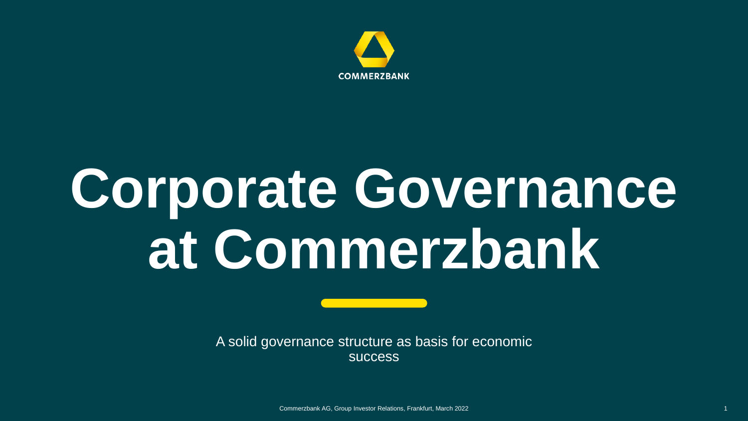COMMERZBANK

# Corporate Governance at Commerzbank

A solid governance structure as basis for economic success

Commerzbank AG, Group Investor Relations, Frankfurt, March 2022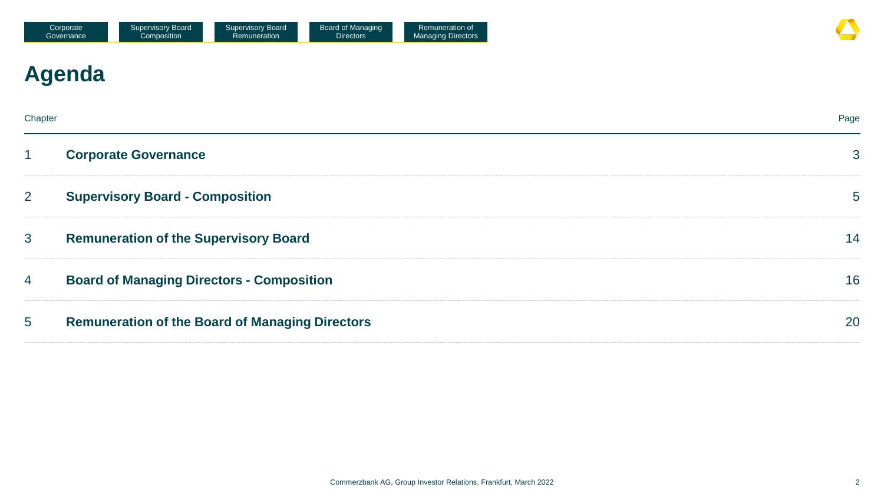# Agenda

| Chapter | | Page |
|---|---|---|
| 1 | **Corporate Governance** | 3 |
| 2 | **Supervisory Board - Composition** | 5 |
| 3 | **Remuneration of the Supervisory Board** | 14 |
| 4 | **Board of Managing Directors - Composition** | 16 |
| 5 | **Remuneration of the Board of Managing Directors** | 20 |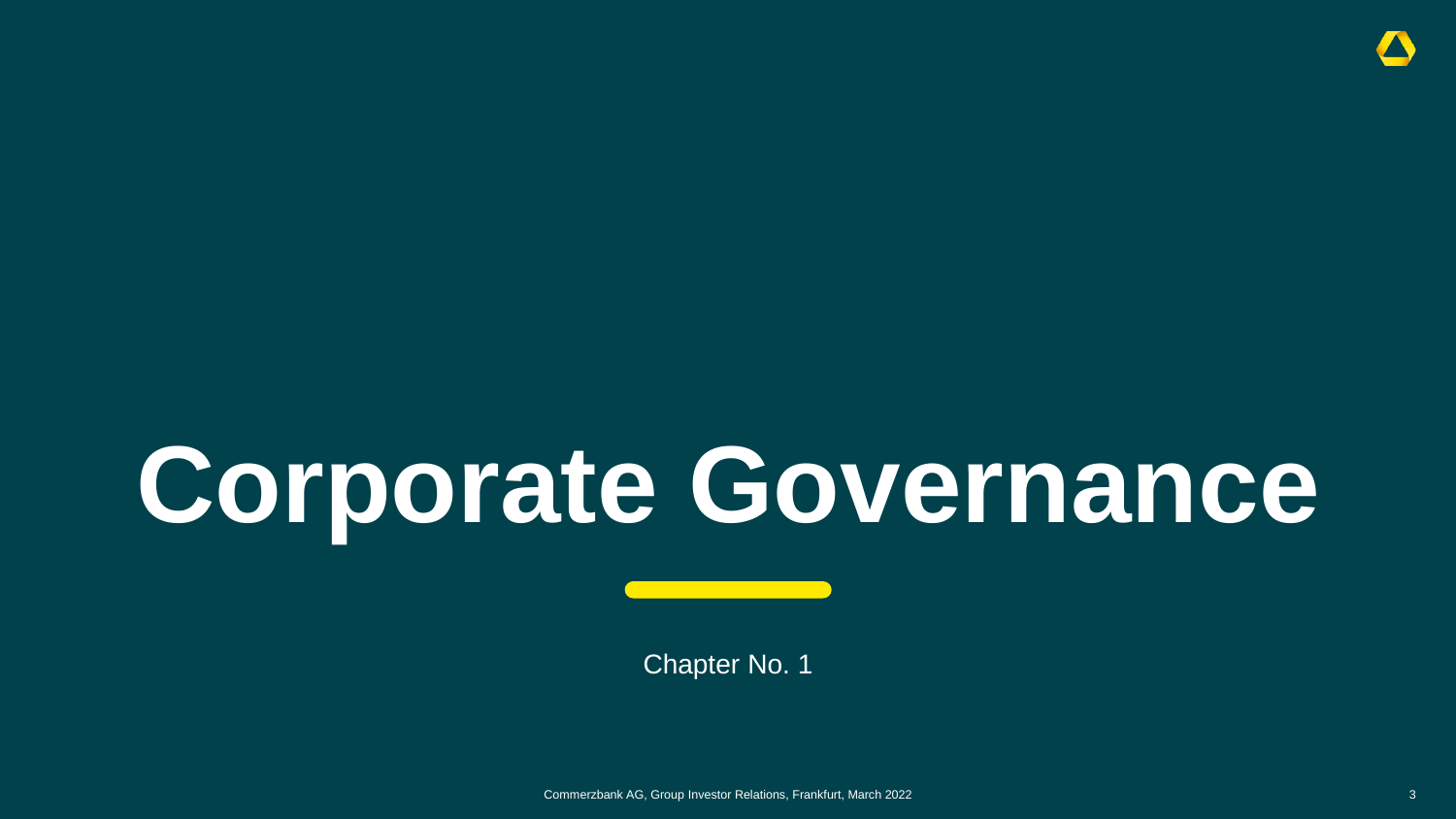# Corporate Governance

Chapter No. 1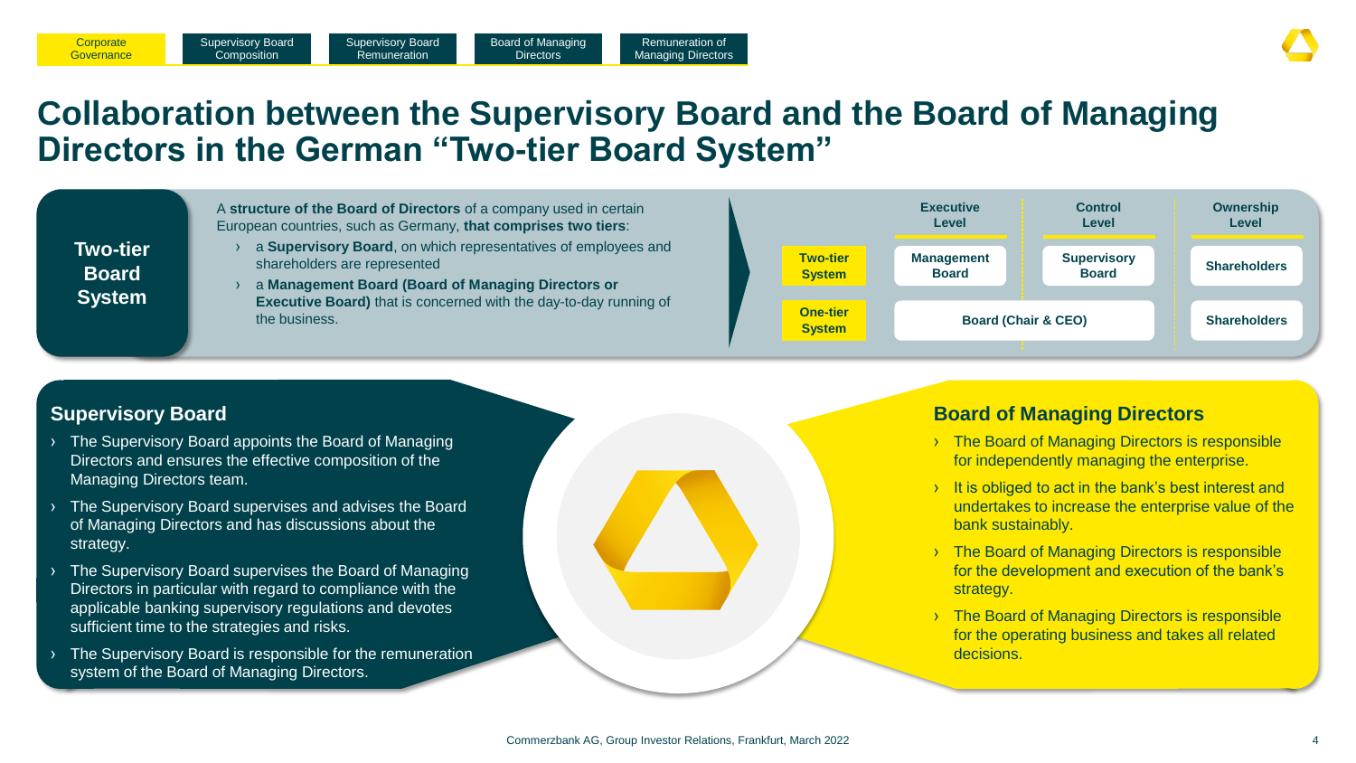# Collaboration between the Supervisory Board and the Board of Managing Directors in the German "Two-tier Board System"

## Two-tier Board System

A **structure of the Board of Directors** of a company used in certain European countries, such as Germany, **that comprises two tiers**:

- a **Supervisory Board**, on which representatives of employees and shareholders are represented
- a **Management Board (Board of Managing Directors or Executive Board)** that is concerned with the day-to-day running of the business.

| | Executive Level | Control Level | Ownership Level |
|---|---|---|---|
| **Two-tier System** | Management Board | Supervisory Board | Shareholders |
| **One-tier System** | Board (Chair & CEO) | | Shareholders |

## Supervisory Board

- The Supervisory Board appoints the Board of Managing Directors and ensures the effective composition of the Managing Directors team.
- The Supervisory Board supervises and advises the Board of Managing Directors and has discussions about the strategy.
- The Supervisory Board supervises the Board of Managing Directors in particular with regard to compliance with the applicable banking supervisory regulations and devotes sufficient time to the strategies and risks.
- The Supervisory Board is responsible for the remuneration system of the Board of Managing Directors.

## Board of Managing Directors

- The Board of Managing Directors is responsible for independently managing the enterprise.
- It is obliged to act in the bank's best interest and undertakes to increase the enterprise value of the bank sustainably.
- The Board of Managing Directors is responsible for the development and execution of the bank's strategy.
- The Board of Managing Directors is responsible for the operating business and takes all related decisions.

Commerzbank AG, Group Investor Relations, Frankfurt, March 2022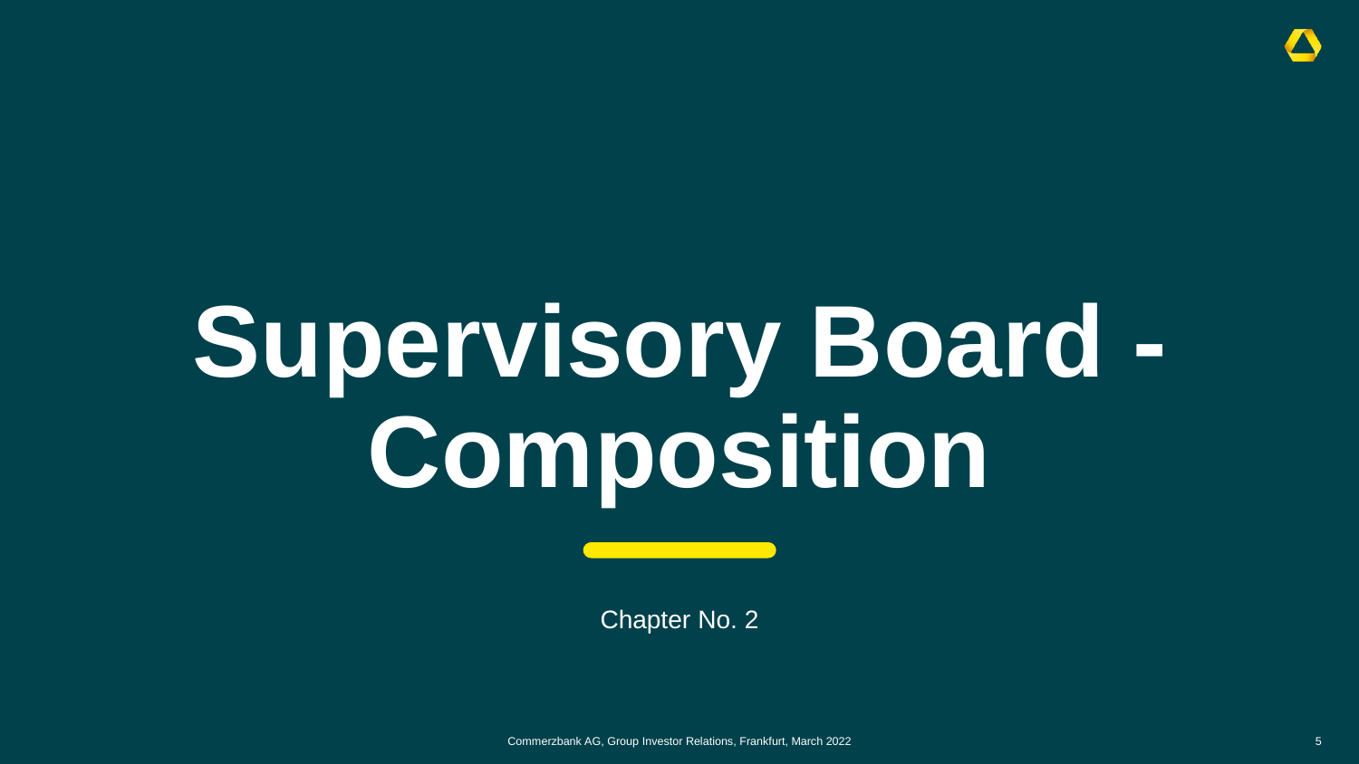# Supervisory Board - Composition

Chapter No. 2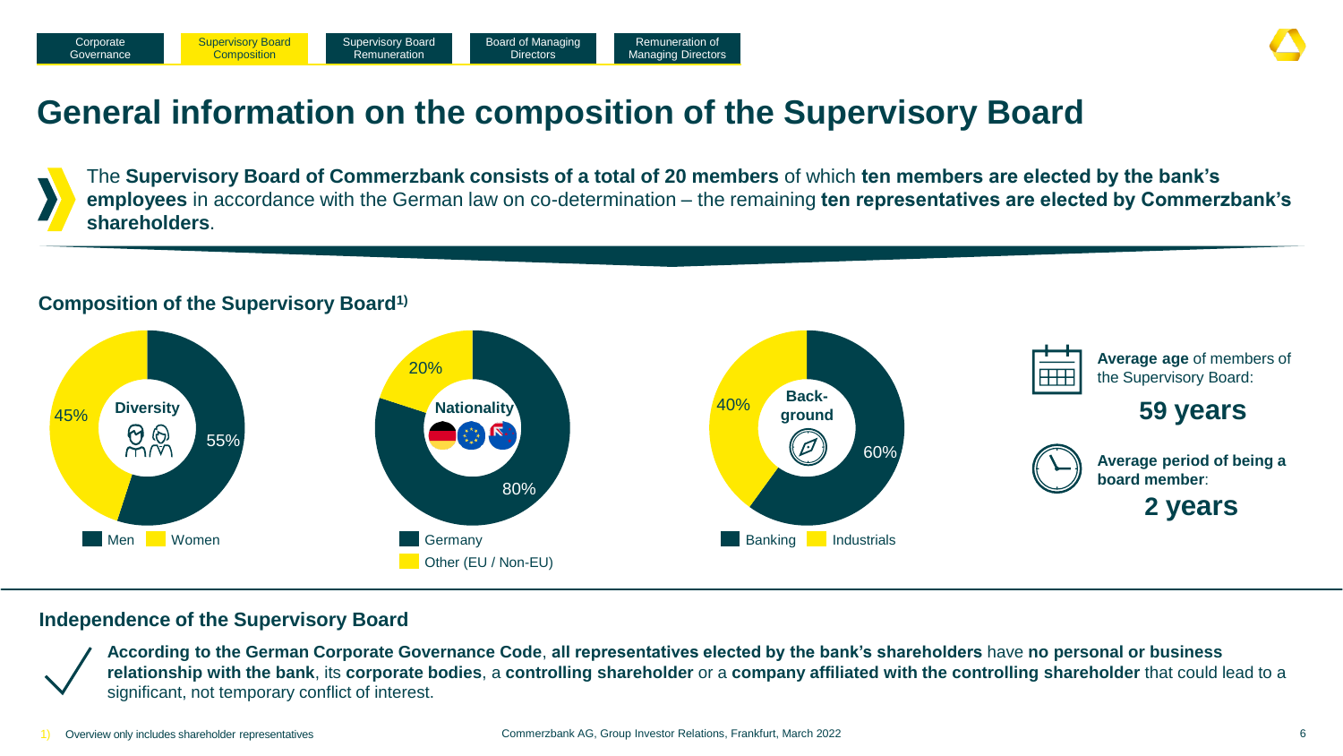Corporate Governance | Supervisory Board Composition | Supervisory Board Remuneration | Board of Managing Directors | Remuneration of Managing Directors

# General information on the composition of the Supervisory Board

The **Supervisory Board of Commerzbank consists of a total of 20 members** of which **ten members are elected by the bank's employees** in accordance with the German law on co-determination – the remaining **ten representatives are elected by Commerzbank's shareholders**.

## Composition of the Supervisory Board[1)]

**Diversity**
- Men: 55%
- Women: 45%

**Nationality**
- Germany: 80%
- Other (EU / Non-EU): 20%

**Background**
- Banking: 60%
- Industrials: 40%

**Average age** of members of the Supervisory Board:

**59 years**

**Average period of being a board member**:

**2 years**

## Independence of the Supervisory Board

**According to the German Corporate Governance Code**, **all representatives elected by the bank's shareholders** have **no personal or business relationship with the bank**, its **corporate bodies**, a **controlling shareholder** or a **company affiliated with the controlling shareholder** that could lead to a significant, not temporary conflict of interest.

1) Overview only includes shareholder representatives

Commerzbank AG, Group Investor Relations, Frankfurt, March 2022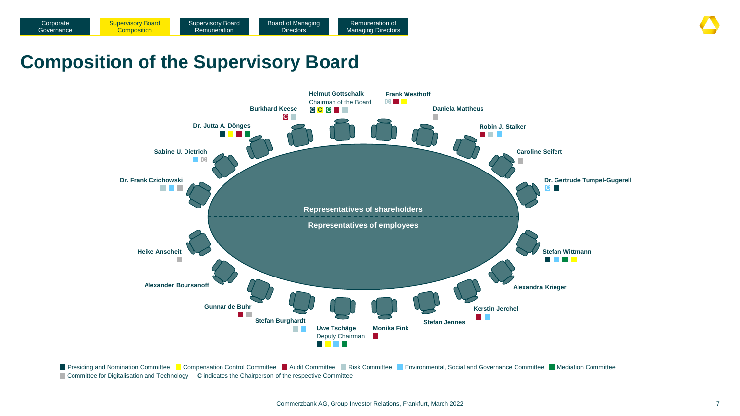Corporate Governance | **Supervisory Board Composition** | Supervisory Board Remuneration | Board of Managing Directors | Remuneration of Managing Directors

# Composition of the Supervisory Board

## Representatives of shareholders

| Name | Committees |
| --- | --- |
| Helmut Gottschalk, Chairman of the Board | Presiding and Nomination Committee (C), Compensation Control Committee (C), Mediation Committee (C), Audit Committee, Risk Committee |
| Frank Westhoff | Risk Committee (C), Audit Committee, Compensation Control Committee |
| Daniela Mattheus | Committee for Digitalisation and Technology |
| Robin J. Stalker | Audit Committee, Risk Committee, Environmental, Social and Governance Committee |
| Caroline Seifert | Committee for Digitalisation and Technology |
| Dr. Gertrude Tumpel-Gugerell | Environmental, Social and Governance Committee (C), Presiding and Nomination Committee |
| Burkhard Keese | Audit Committee (C), Risk Committee |
| Dr. Jutta A. Dönges | Presiding and Nomination Committee, Compensation Control Committee, Audit Committee, Mediation Committee |
| Sabine U. Dietrich | Environmental, Social and Governance Committee, Committee for Digitalisation and Technology (C) |
| Dr. Frank Czichowski | Risk Committee, Environmental, Social and Governance Committee, Committee for Digitalisation and Technology |

## Representatives of employees

| Name | Committees |
| --- | --- |
| Heike Anscheit | Committee for Digitalisation and Technology |
| Alexander Boursanoff | |
| Gunnar de Buhr | Audit Committee, Committee for Digitalisation and Technology |
| Stefan Burghardt | Risk Committee, Environmental, Social and Governance Committee |
| Uwe Tschäge, Deputy Chairman | Presiding and Nomination Committee, Compensation Control Committee, Environmental, Social and Governance Committee, Mediation Committee |
| Monika Fink | Audit Committee |
| Stefan Jennes | |
| Kerstin Jerchel | Audit Committee, Environmental, Social and Governance Committee |
| Alexandra Krieger | |
| Stefan Wittmann | Presiding and Nomination Committee, Environmental, Social and Governance Committee, Mediation Committee, Compensation Control Committee |

Presiding and Nomination Committee | Compensation Control Committee | Audit Committee | Risk Committee | Environmental, Social and Governance Committee | Mediation Committee | Committee for Digitalisation and Technology | **C** indicates the Chairperson of the respective Committee

Commerzbank AG, Group Investor Relations, Frankfurt, March 2022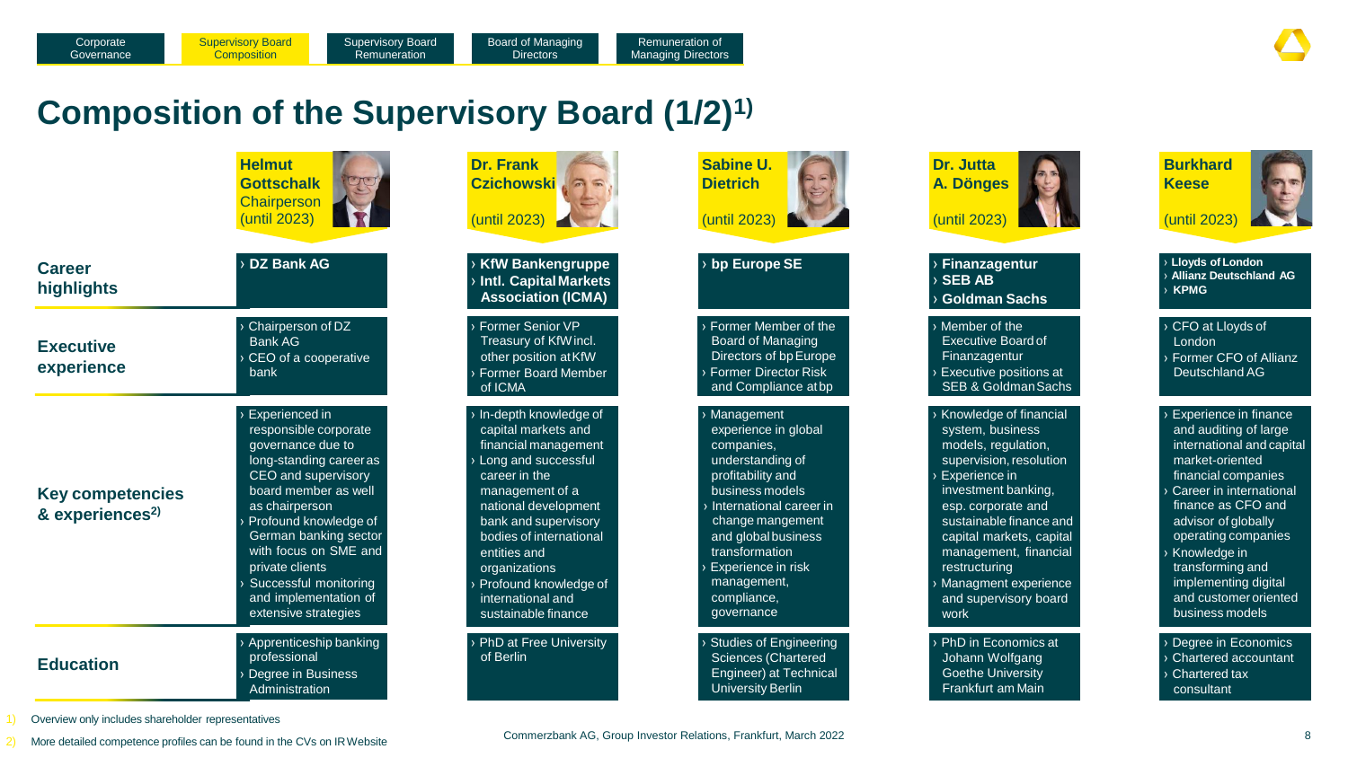# Composition of the Supervisory Board (1/2)[1)]

| | Helmut Gottschalk Chairperson (until 2023) | Dr. Frank Czichowski (until 2023) | Sabine U. Dietrich (until 2023) | Dr. Jutta A. Dönges (until 2023) | Burkhard Keese (until 2023) |
|---|---|---|---|---|---|
| **Career highlights** | › DZ Bank AG | › KfW Bankengruppe<br>› Intl. Capital Markets Association (ICMA) | › bp Europe SE | › Finanzagentur<br>› SEB AB<br>› Goldman Sachs | › Lloyds of London<br>› Allianz Deutschland AG<br>› KPMG |
| **Executive experience** | › Chairperson of DZ Bank AG<br>› CEO of a cooperative bank | › Former Senior VP Treasury of KfW incl. other position at KfW<br>› Former Board Member of ICMA | › Former Member of the Board of Managing Directors of bp Europe<br>› Former Director Risk and Compliance at bp | › Member of the Executive Board of Finanzagentur<br>› Executive positions at SEB & Goldman Sachs | › CFO at Lloyds of London<br>› Former CFO of Allianz Deutschland AG |
| **Key competences & experiences[2)]** | › Experienced in responsible corporate governance due to long-standing career as CEO and supervisory board member as well as chairperson<br>› Profound knowledge of German banking sector with focus on SME and private clients<br>› Successful monitoring and implementation of extensive strategies | › In-depth knowledge of capital markets and financial management<br>› Long and successful career in the management of a national development bank and supervisory bodies of international entities and organizations<br>› Profound knowledge of international and sustainable finance | › Management experience in global companies, understanding of profitability and business models<br>› International career in change mangement and global business transformation<br>› Experience in risk management, compliance, governance | › Knowledge of financial system, business models, regulation, supervision, resolution<br>› Experience in investment banking, esp. corporate and sustainable finance and capital markets, capital management, financial restructuring<br>› Managment experience and supervisory board work | › Experience in finance and auditing of large international and capital market-oriented financial companies<br>› Career in international finance as CFO and advisor of globally operating companies<br>› Knowledge in transforming and implementing digital and customer oriented business models |
| **Education** | › Apprenticeship banking professional<br>› Degree in Business Administration | › PhD at Free University of Berlin | › Studies of Engineering Sciences (Chartered Engineer) at Technical University Berlin | › PhD in Economics at Johann Wolfgang Goethe University Frankfurt am Main | › Degree in Economics<br>› Chartered accountant<br>› Chartered tax consultant |

1) Overview only includes shareholder representatives

2) More detailed competence profiles can be found in the CVs on IR Website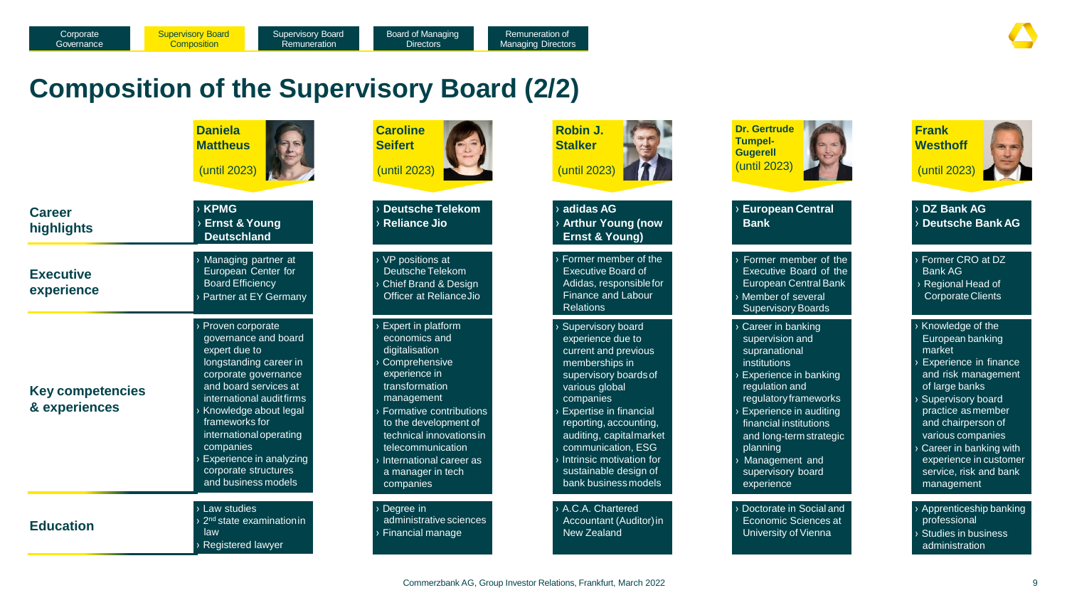Corporate Governance | **Supervisory Board Composition** | Supervisory Board Remuneration | Board of Managing Directors | Remuneration of Managing Directors

# Composition of the Supervisory Board (2/2)

| | **Daniela Mattheus** (until 2023) | **Caroline Seifert** (until 2023) | **Robin J. Stalker** (until 2023) | **Dr. Gertrude Tumpel-Gugerell** (until 2023) | **Frank Westhoff** (until 2023) |
|---|---|---|---|---|---|
| **Career highlights** | › **KPMG**<br>› **Ernst & Young Deutschland** | › **Deutsche Telekom**<br>› **Reliance Jio** | › **adidas AG**<br>› **Arthur Young (now Ernst & Young)** | › **European Central Bank** | › **DZ Bank AG**<br>› **Deutsche Bank AG** |
| **Executive experience** | › Managing partner at European Center for Board Efficiency<br>› Partner at EY Germany | › VP positions at Deutsche Telekom<br>› Chief Brand & Design Officer at Reliance Jio | › Former member of the Executive Board of Adidas, responsible for Finance and Labour Relations | › Former member of the Executive Board of the European Central Bank<br>› Member of several Supervisory Boards | › Former CRO at DZ Bank AG<br>› Regional Head of Corporate Clients |
| **Key competencies & experiences** | › Proven corporate governance and board expert due to longstanding career in corporate governance and board services at international audit firms<br>› Knowledge about legal frameworks for international operating companies<br>› Experience in analyzing corporate structures and business models | › Expert in platform economics and digitalisation<br>› Comprehensive experience in transformation management<br>› Formative contributions to the development of technical innovations in telecommunication<br>› International career as a manager in tech companies | › Supervisory board experience due to current and previous memberships in supervisory boards of various global companies<br>› Expertise in financial reporting, accounting, auditing, capital market communication, ESG<br>› Intrinsic motivation for sustainable design of bank business models | › Career in banking supervision and supranational institutions<br>› Experience in banking regulation and regulatory frameworks<br>› Experience in auditing financial institutions and long-term strategic planning<br>› Management and supervisory board experience | › Knowledge of the European banking market<br>› Experience in finance and risk management of large banks<br>› Supervisory board practice as member and chairperson of various companies<br>› Career in banking with experience in customer service, risk and bank management |
| **Education** | › Law studies<br>› 2nd state examination in law<br>› Registered lawyer | › Degree in administrative sciences<br>› Financial manage | › A.C.A. Chartered Accountant (Auditor) in New Zealand | › Doctorate in Social and Economic Sciences at University of Vienna | › Apprenticeship banking professional<br>› Studies in business administration |

Commerzbank AG, Group Investor Relations, Frankfurt, March 2022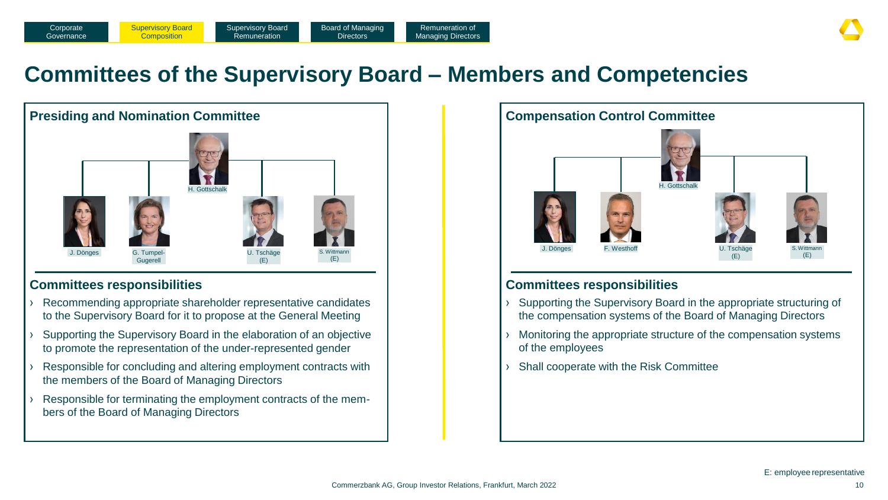# Committees of the Supervisory Board – Members and Competencies

## Presiding and Nomination Committee

H. Gottschalk

J. Dönges, G. Tumpel-Gugerell, U. Tschäge (E), S. Wittmann (E)

### Committees responsibilities

- Recommending appropriate shareholder representative candidates to the Supervisory Board for it to propose at the General Meeting
- Supporting the Supervisory Board in the elaboration of an objective to promote the representation of the under-represented gender
- Responsible for concluding and altering employment contracts with the members of the Board of Managing Directors
- Responsible for terminating the employment contracts of the members of the Board of Managing Directors

## Compensation Control Committee

H. Gottschalk

J. Dönges, F. Westhoff, U. Tschäge (E), S. Wittmann (E)

### Committees responsibilities

- Supporting the Supervisory Board in the appropriate structuring of the compensation systems of the Board of Managing Directors
- Monitoring the appropriate structure of the compensation systems of the employees
- Shall cooperate with the Risk Committee

E: employee representative

Commerzbank AG, Group Investor Relations, Frankfurt, March 2022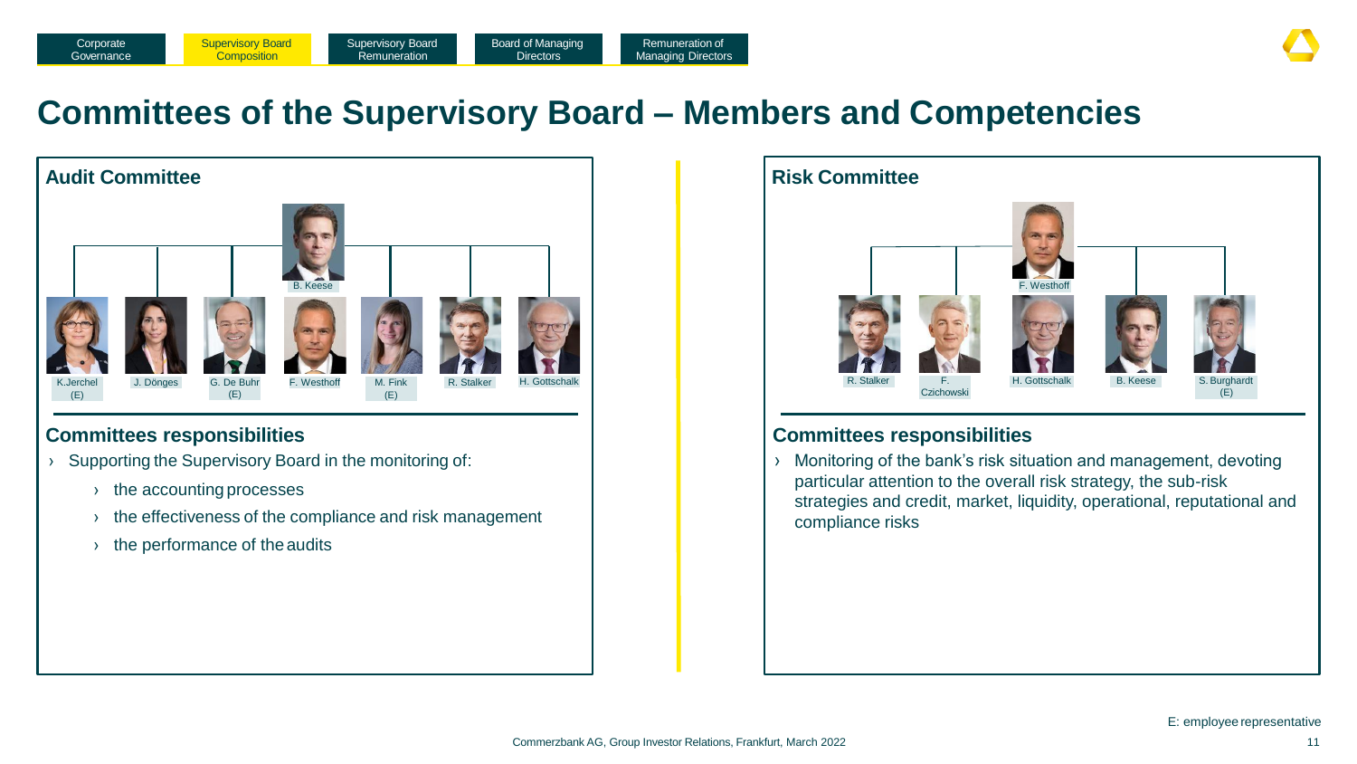# Committees of the Supervisory Board – Members and Competencies

## Audit Committee

B. Keese

K.Jerchel (E) | J. Dönges | G. De Buhr (E) | F. Westhoff | M. Fink (E) | R. Stalker | H. Gottschalk

### Committees responsibilities

- Supporting the Supervisory Board in the monitoring of:
  - the accounting processes
  - the effectiveness of the compliance and risk management
  - the performance of the audits

## Risk Committee

F. Westhoff

R. Stalker | F. Czichowski | H. Gottschalk | B. Keese | S. Burghardt (E)

### Committees responsibilities

- Monitoring of the bank's risk situation and management, devoting particular attention to the overall risk strategy, the sub-risk strategies and credit, market, liquidity, operational, reputational and compliance risks

E: employee representative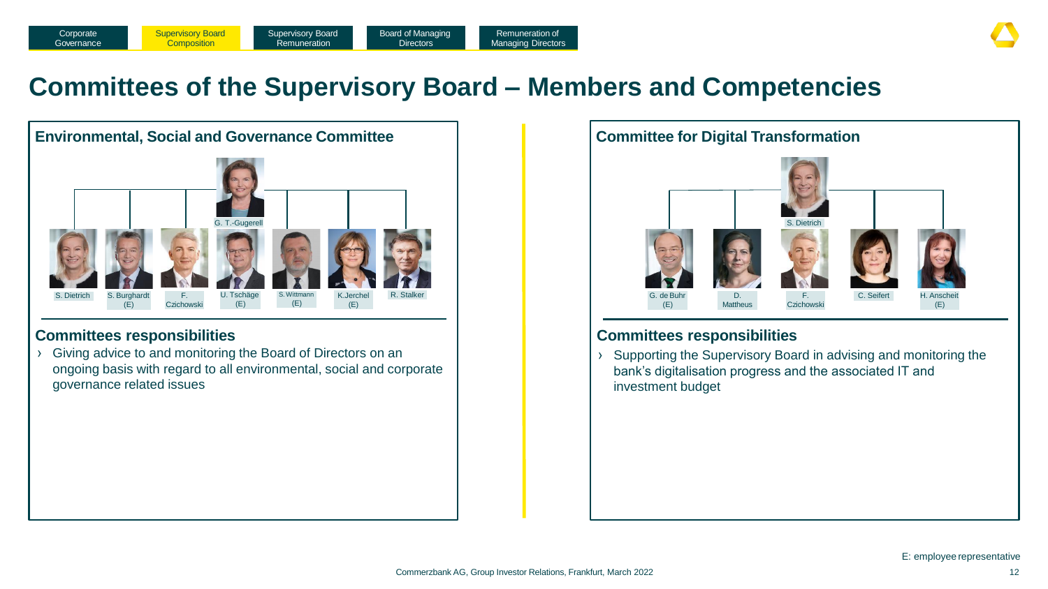Corporate Governance | Supervisory Board Composition | Supervisory Board Remuneration | Board of Managing Directors | Remuneration of Managing Directors

# Committees of the Supervisory Board – Members and Competencies

## Environmental, Social and Governance Committee

G. T.-Gugerell

S. Dietrich, S. Burghardt (E), F. Czichowski, U. Tschäge (E), S. Wittmann (E), K.Jerchel (E), R. Stalker

### Committees responsibilities

- Giving advice to and monitoring the Board of Directors on an ongoing basis with regard to all environmental, social and corporate governance related issues

## Committee for Digital Transformation

S. Dietrich

G. de Buhr (E), D. Mattheus, F. Czichowski, C. Seifert, H. Anscheit (E)

### Committees responsibilities

- Supporting the Supervisory Board in advising and monitoring the bank's digitalisation progress and the associated IT and investment budget

E: employee representative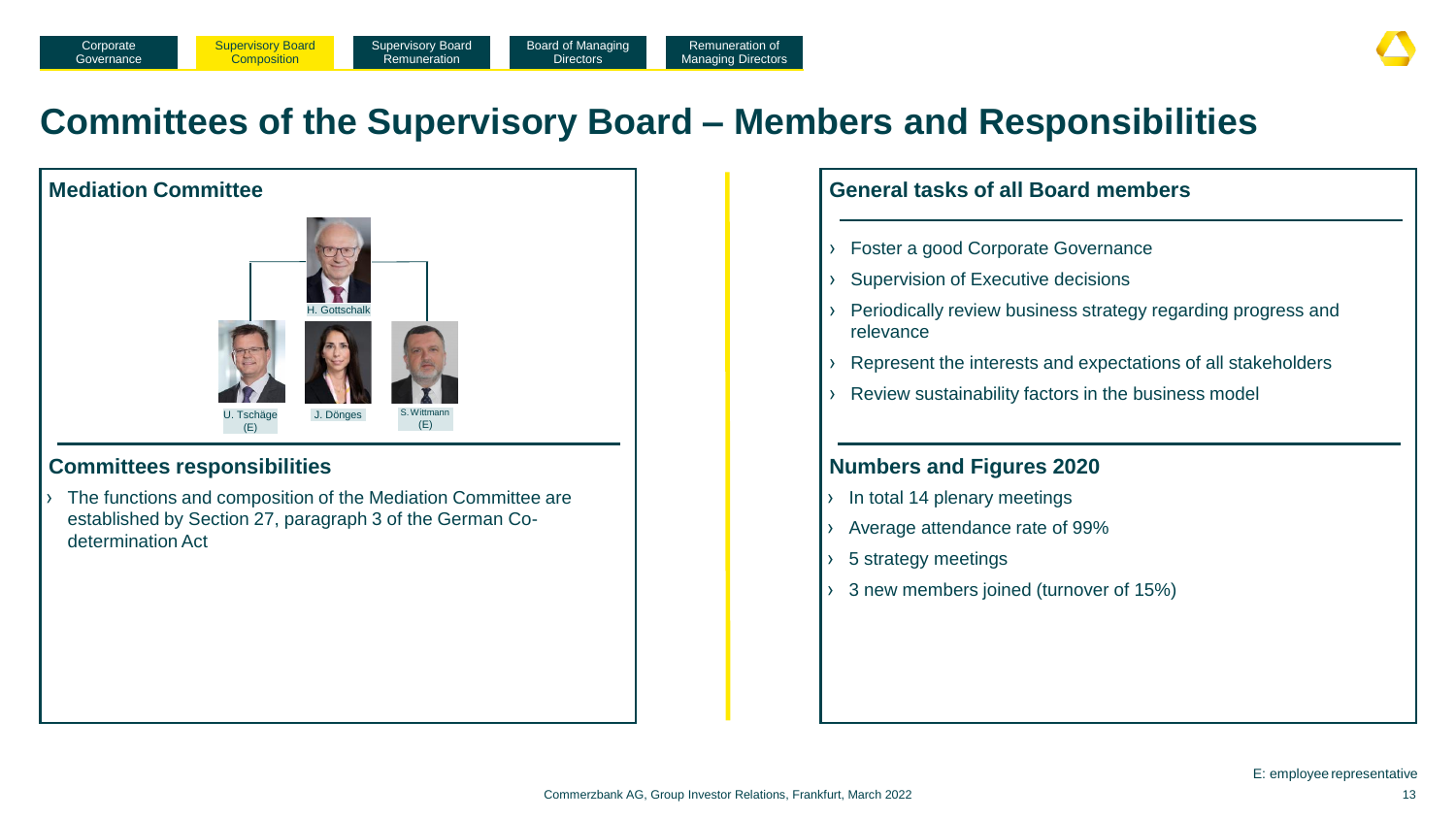# Committees of the Supervisory Board – Members and Responsibilities

## Mediation Committee

H. Gottschalk

U. Tschäge (E)

J. Dönges

S. Wittmann (E)

## Committees responsibilities

- The functions and composition of the Mediation Committee are established by Section 27, paragraph 3 of the German Co-determination Act

## General tasks of all Board members

- Foster a good Corporate Governance
- Supervision of Executive decisions
- Periodically review business strategy regarding progress and relevance
- Represent the interests and expectations of all stakeholders
- Review sustainability factors in the business model

## Numbers and Figures 2020

- In total 14 plenary meetings
- Average attendance rate of 99%
- 5 strategy meetings
- 3 new members joined (turnover of 15%)

E: employee representative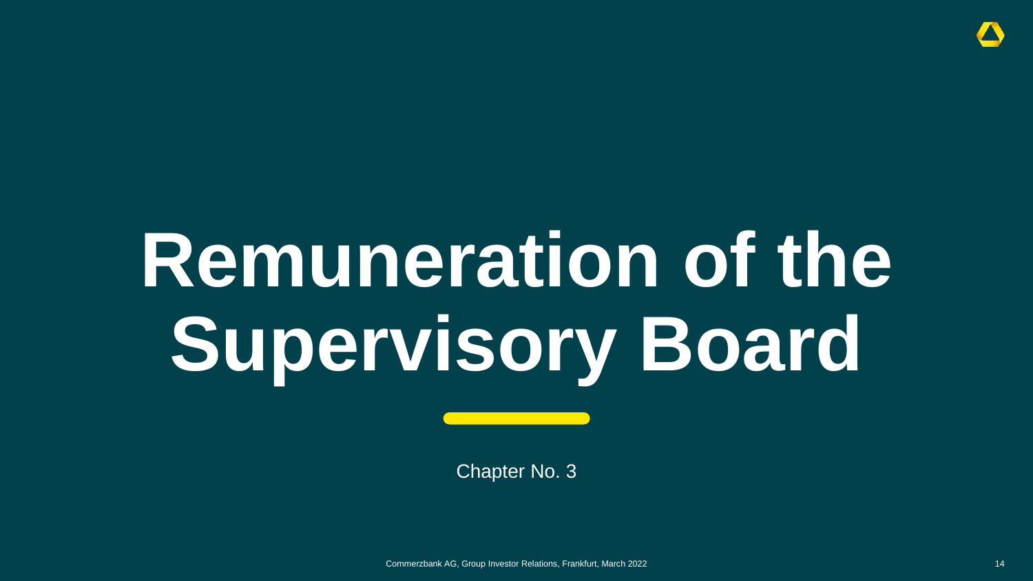# Remuneration of the Supervisory Board

Chapter No. 3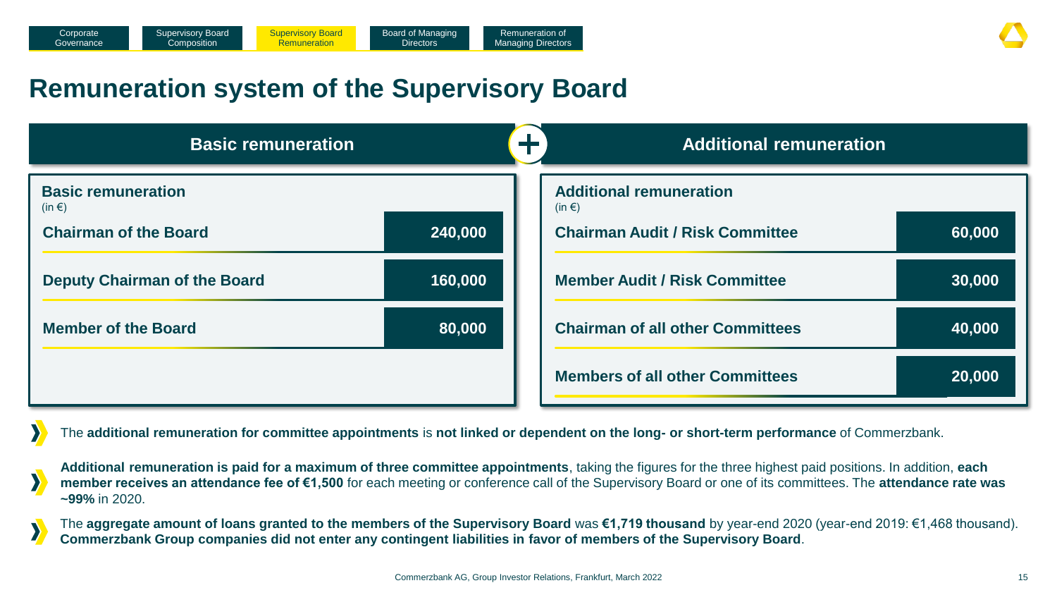# Remuneration system of the Supervisory Board

## Basic remuneration

| Basic remuneration (in €) | |
|---|---|
| Chairman of the Board | 240,000 |
| Deputy Chairman of the Board | 160,000 |
| Member of the Board | 80,000 |

## Additional remuneration

| Additional remuneration (in €) | |
|---|---|
| Chairman Audit / Risk Committee | 60,000 |
| Member Audit / Risk Committee | 30,000 |
| Chairman of all other Committees | 40,000 |
| Members of all other Committees | 20,000 |

- The **additional remuneration for committee appointments** is **not linked or dependent on the long- or short-term performance** of Commerzbank.
- **Additional remuneration is paid for a maximum of three committee appointments**, taking the figures for the three highest paid positions. In addition, **each member receives an attendance fee of €1,500** for each meeting or conference call of the Supervisory Board or one of its committees. The **attendance rate was ~99%** in 2020.
- The **aggregate amount of loans granted to the members of the Supervisory Board** was **€1,719 thousand** by year-end 2020 (year-end 2019: €1,468 thousand). **Commerzbank Group companies did not enter any contingent liabilities in favor of members of the Supervisory Board**.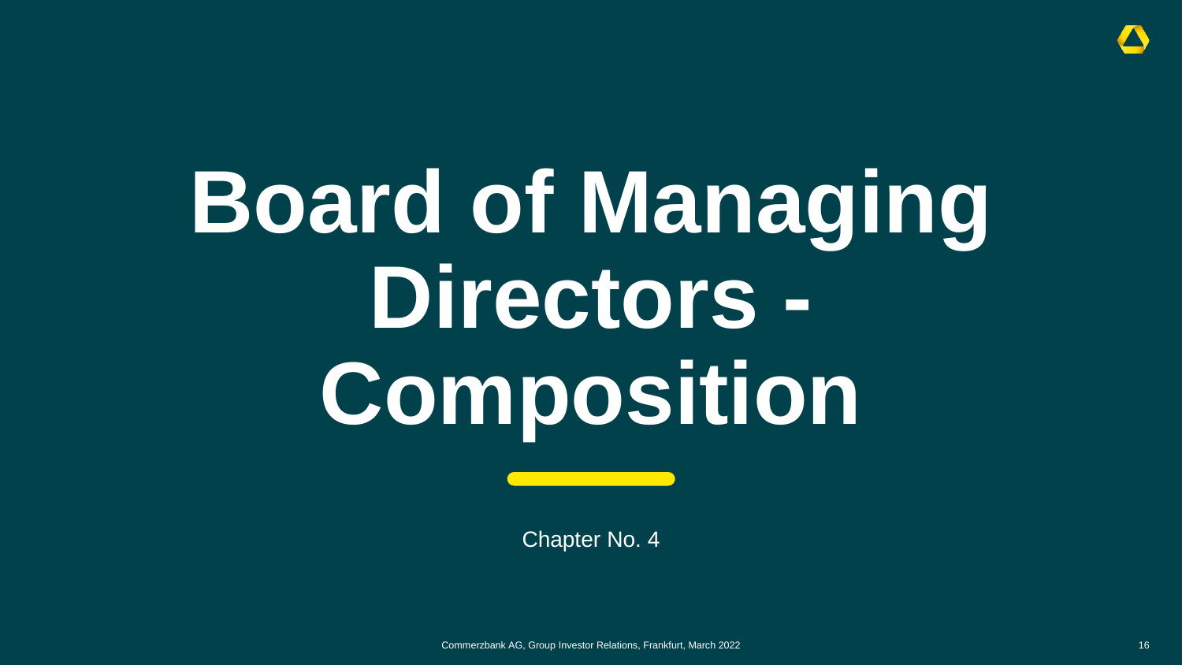# Board of Managing Directors - Composition

Chapter No. 4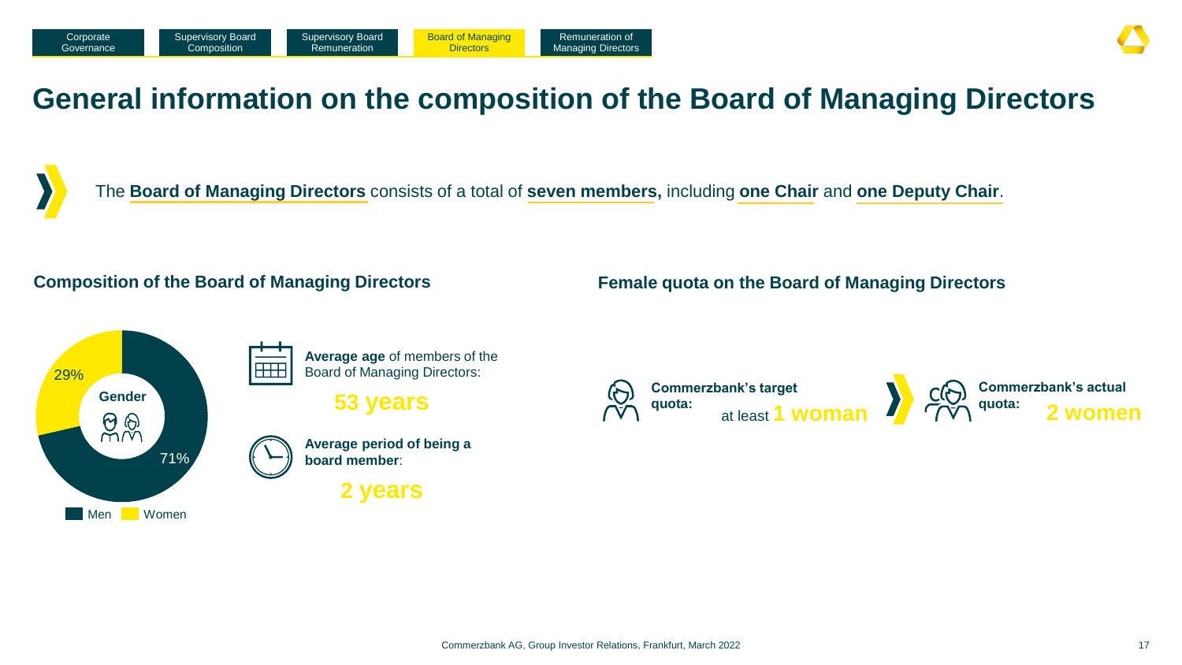# General information on the composition of the Board of Managing Directors

The **Board of Managing Directors** consists of a total of **seven members,** including **one Chair** and **one Deputy Chair**.

## Composition of the Board of Managing Directors

**Gender**

- Men: 71%
- Women: 29%

**Average age** of members of the Board of Managing Directors:

**53 years**

**Average period of being a board member**:

**2 years**

## Female quota on the Board of Managing Directors

**Commerzbank's target quota:** at least **1 woman**

**Commerzbank's actual quota:** **2 women**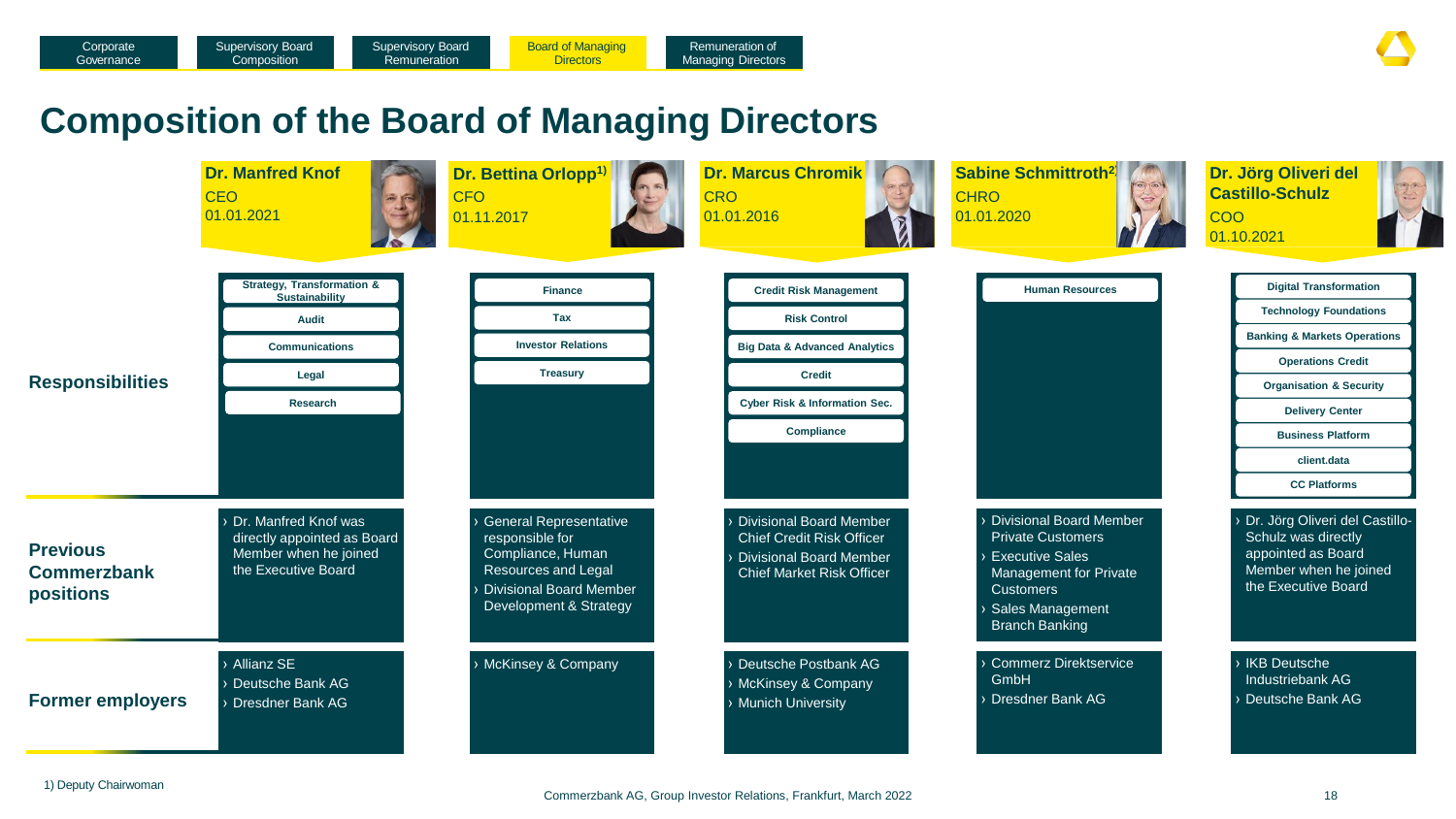Corporate Governance | Supervisory Board Composition | Supervisory Board Remuneration | Board of Managing Directors | Remuneration of Managing Directors

# Composition of the Board of Managing Directors

| | **Dr. Manfred Knof**<br>CEO<br>01.01.2021 | **Dr. Bettina Orlopp**[1]<br>CFO<br>01.11.2017 | **Dr. Marcus Chromik**<br>CRO<br>01.01.2016 | **Sabine Schmittroth**[2]<br>CHRO<br>01.01.2020 | **Dr. Jörg Oliveri del Castillo-Schulz**<br>COO<br>01.10.2021 |
|---|---|---|---|---|---|
| **Responsibilities** | Strategy, Transformation & Sustainability<br>Audit<br>Communications<br>Legal<br>Research | Finance<br>Tax<br>Investor Relations<br>Treasury | Credit Risk Management<br>Risk Control<br>Big Data & Advanced Analytics<br>Credit<br>Cyber Risk & Information Sec.<br>Compliance | Human Resources | Digital Transformation<br>Technology Foundations<br>Banking & Markets Operations<br>Operations Credit<br>Organisation & Security<br>Delivery Center<br>Business Platform<br>client.data<br>CC Platforms |
| **Previous Commerzbank positions** | › Dr. Manfred Knof was directly appointed as Board Member when he joined the Executive Board | › General Representative responsible for Compliance, Human Resources and Legal<br>› Divisional Board Member Development & Strategy | › Divisional Board Member Chief Credit Risk Officer<br>› Divisional Board Member Chief Market Risk Officer | › Divisional Board Member Private Customers<br>› Executive Sales Management for Private Customers<br>› Sales Management Branch Banking | › Dr. Jörg Oliveri del Castillo-Schulz was directly appointed as Board Member when he joined the Executive Board |
| **Former employers** | › Allianz SE<br>› Deutsche Bank AG<br>› Dresdner Bank AG | › McKinsey & Company | › Deutsche Postbank AG<br>› McKinsey & Company<br>› Munich University | › Commerz Direktservice GmbH<br>› Dresdner Bank AG | › IKB Deutsche Industriebank AG<br>› Deutsche Bank AG |

1) Deputy Chairwoman

Commerzbank AG, Group Investor Relations, Frankfurt, March 2022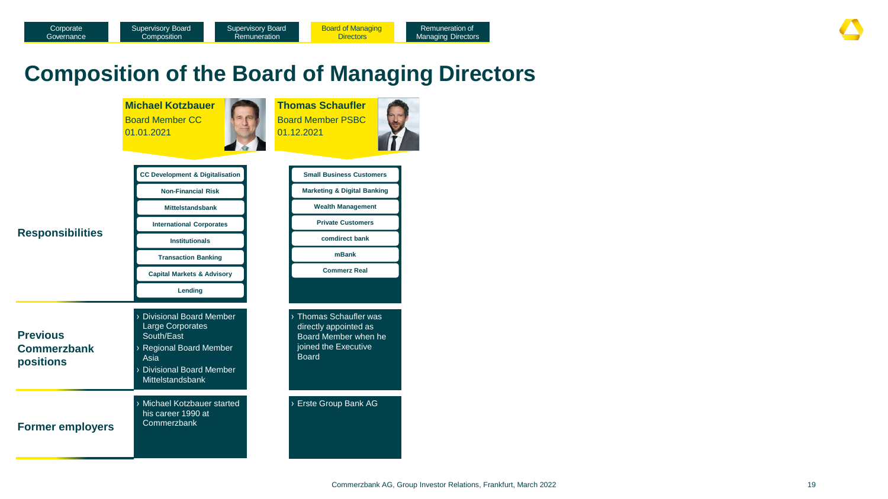# Composition of the Board of Managing Directors

| | **Michael Kotzbauer**<br>Board Member CC<br>01.01.2021 | **Thomas Schaufler**<br>Board Member PSBC<br>01.12.2021 |
|---|---|---|
| **Responsibilities** | CC Development & Digitalisation<br>Non-Financial Risk<br>Mittelstandsbank<br>International Corporates<br>Institutionals<br>Transaction Banking<br>Capital Markets & Advisory<br>Lending | Small Business Customers<br>Marketing & Digital Banking<br>Wealth Management<br>Private Customers<br>comdirect bank<br>mBank<br>Commerz Real |
| **Previous Commerzbank positions** | › Divisional Board Member Large Corporates South/East<br>› Regional Board Member Asia<br>› Divisional Board Member Mittelstandsbank | › Thomas Schaufler was directly appointed as Board Member when he joined the Executive Board |
| **Former employers** | › Michael Kotzbauer started his career 1990 at Commerzbank | › Erste Group Bank AG |

Commerzbank AG, Group Investor Relations, Frankfurt, March 2022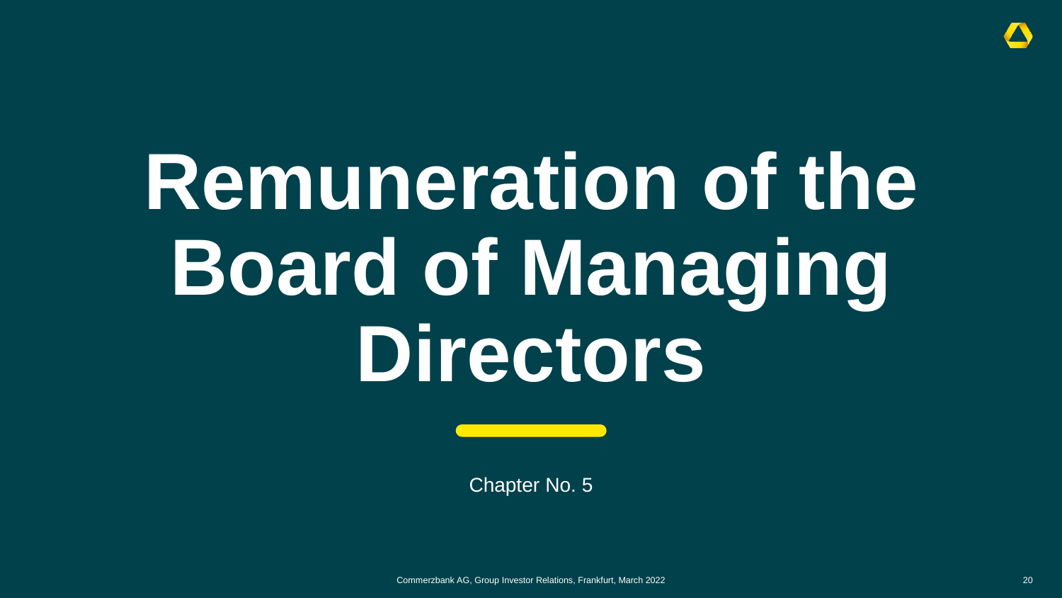# Remuneration of the Board of Managing Directors

Chapter No. 5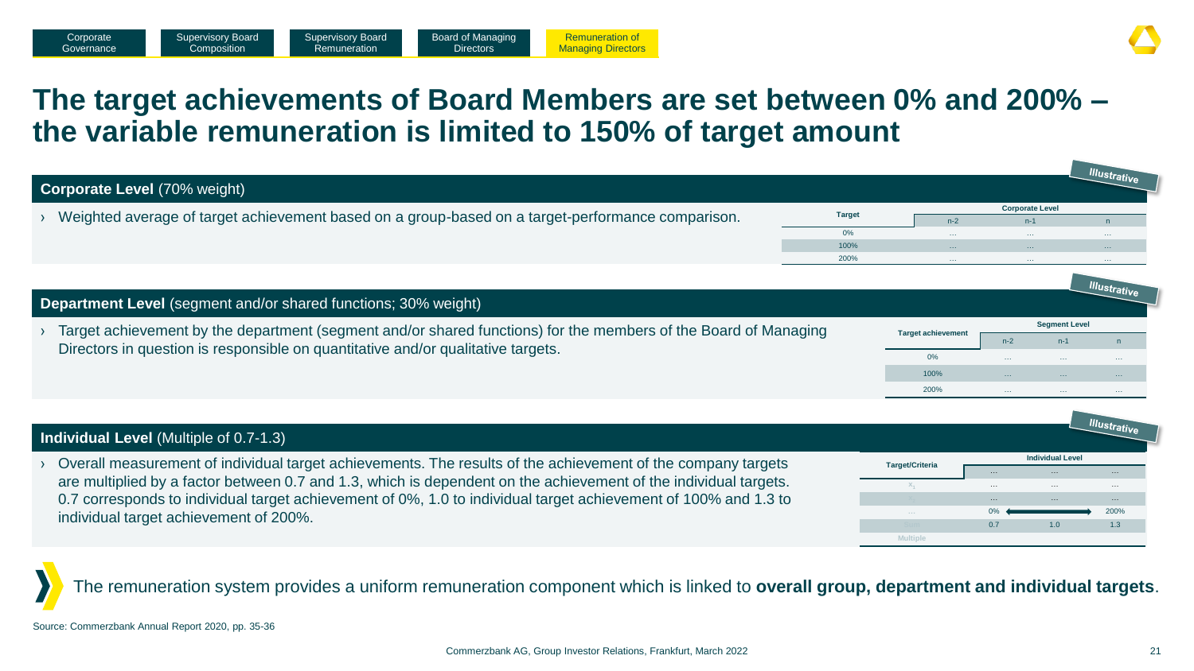Corporate Governance | Supervisory Board Composition | Supervisory Board Remuneration | Board of Managing Directors | Remuneration of Managing Directors

# The target achievements of Board Members are set between 0% and 200% – the variable remuneration is limited to 150% of target amount

## Corporate Level (70% weight)

*Illustrative*

- Weighted average of target achievement based on a group-based on a target-performance comparison.

| Target | Corporate Level | | |
|---|---|---|---|
| | n-2 | n-1 | n |
| 0% | … | … | … |
| 100% | … | … | … |
| 200% | … | … | … |

## Department Level (segment and/or shared functions; 30% weight)

*Illustrative*

- Target achievement by the department (segment and/or shared functions) for the members of the Board of Managing Directors in question is responsible on quantitative and/or qualitative targets.

| Target achievement | Segment Level | | |
|---|---|---|---|
| | n-2 | n-1 | n |
| 0% | … | … | … |
| 100% | … | … | … |
| 200% | … | … | … |

## Individual Level (Multiple of 0.7-1.3)

*Illustrative*

- Overall measurement of individual target achievements. The results of the achievement of the company targets are multiplied by a factor between 0.7 and 1.3, which is dependent on the achievement of the individual targets. 0.7 corresponds to individual target achievement of 0%, 1.0 to individual target achievement of 100% and 1.3 to individual target achievement of 200%.

| Target/Criteria | Individual Level | | |
|---|---|---|---|
| | … | … | … |
| $x_1$ | … | … | … |
| $x_2$ | … | … | … |
| … | 0% | ⟷ | 200% |
| Sum | 0.7 | 1.0 | 1.3 |
| Multiple | | | |

The remuneration system provides a uniform remuneration component which is linked to **overall group, department and individual targets**.

Source: Commerzbank Annual Report 2020, pp. 35-36

Commerzbank AG, Group Investor Relations, Frankfurt, March 2022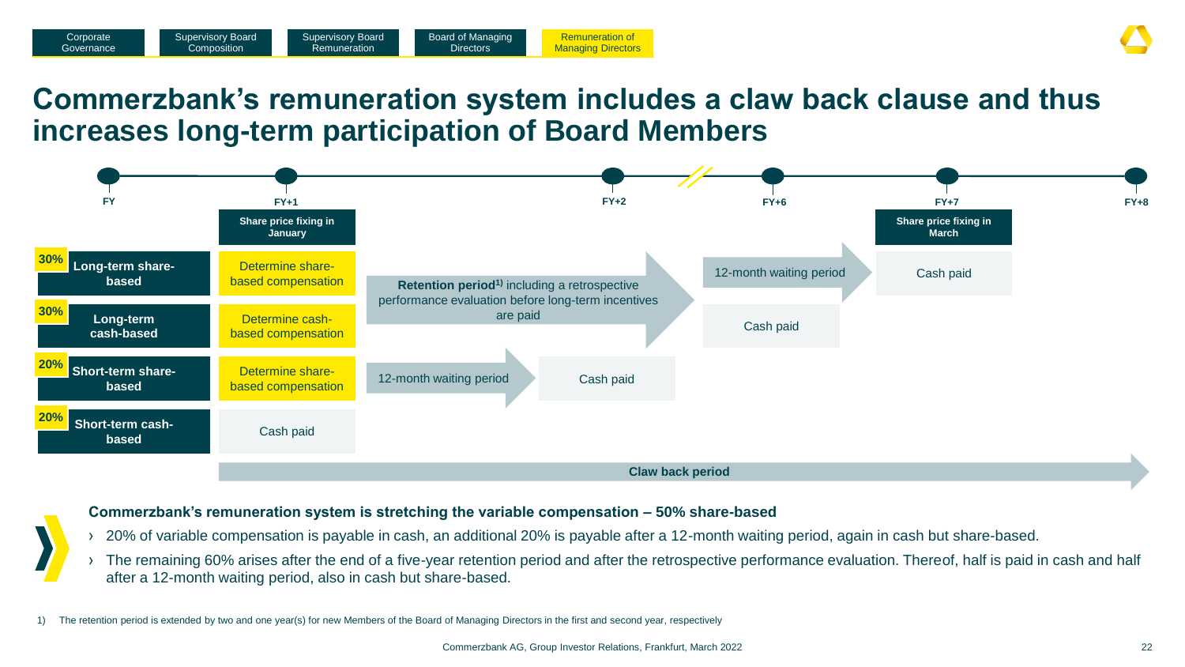Corporate Governance | Supervisory Board Composition | Supervisory Board Remuneration | Board of Managing Directors | Remuneration of Managing Directors

# Commerzbank's remuneration system includes a claw back clause and thus increases long-term participation of Board Members

| Component | FY+1 (Share price fixing in January) | | | FY+6 | FY+7 (Share price fixing in March) |
|---|---|---|---|---|---|
| 30% Long-term share-based | Determine share-based compensation | Retention period[1] including a retrospective performance evaluation before long-term incentives are paid | | 12-month waiting period | Cash paid |
| 30% Long-term cash-based | Determine cash-based compensation | Retention period[1] including a retrospective performance evaluation before long-term incentives are paid | | Cash paid | |
| 20% Short-term share-based | Determine share-based compensation | 12-month waiting period | Cash paid (FY+2) | | |
| 20% Short-term cash-based | Cash paid | | | | |

Timeline: FY, FY+1, FY+2, FY+6, FY+7, FY+8

Claw back period (FY+1 to FY+8)

**Commerzbank's remuneration system is stretching the variable compensation – 50% share-based**

- 20% of variable compensation is payable in cash, an additional 20% is payable after a 12-month waiting period, again in cash but share-based.
- The remaining 60% arises after the end of a five-year retention period and after the retrospective performance evaluation. Thereof, half is paid in cash and half after a 12-month waiting period, also in cash but share-based.

1) The retention period is extended by two and one year(s) for new Members of the Board of Managing Directors in the first and second year, respectively

Commerzbank AG, Group Investor Relations, Frankfurt, March 2022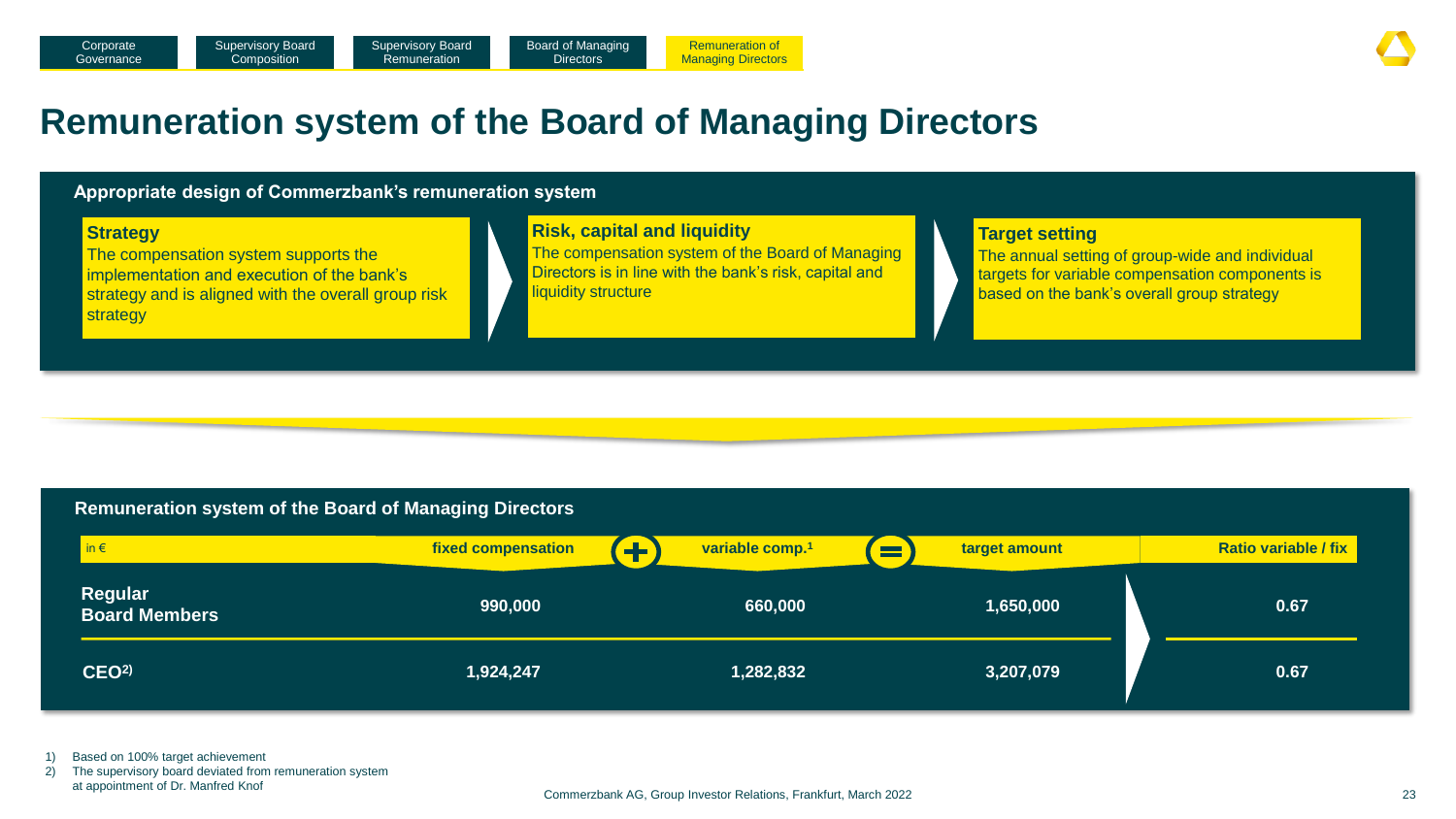# Remuneration system of the Board of Managing Directors

## Appropriate design of Commerzbank's remuneration system

**Strategy**
The compensation system supports the implementation and execution of the bank's strategy and is aligned with the overall group risk strategy

**Risk, capital and liquidity**
The compensation system of the Board of Managing Directors is in line with the bank's risk, capital and liquidity structure

**Target setting**
The annual setting of group-wide and individual targets for variable compensation components is based on the bank's overall group strategy

## Remuneration system of the Board of Managing Directors

| in € | fixed compensation | + | variable comp.[1] | = | target amount | Ratio variable / fix |
|---|---|---|---|---|---|---|
| **Regular Board Members** | 990,000 | | 660,000 | | 1,650,000 | 0.67 |
| **CEO[2]** | 1,924,247 | | 1,282,832 | | 3,207,079 | 0.67 |

1) Based on 100% target achievement
2) The supervisory board deviated from remuneration system at appointment of Dr. Manfred Knof

Commerzbank AG, Group Investor Relations, Frankfurt, March 2022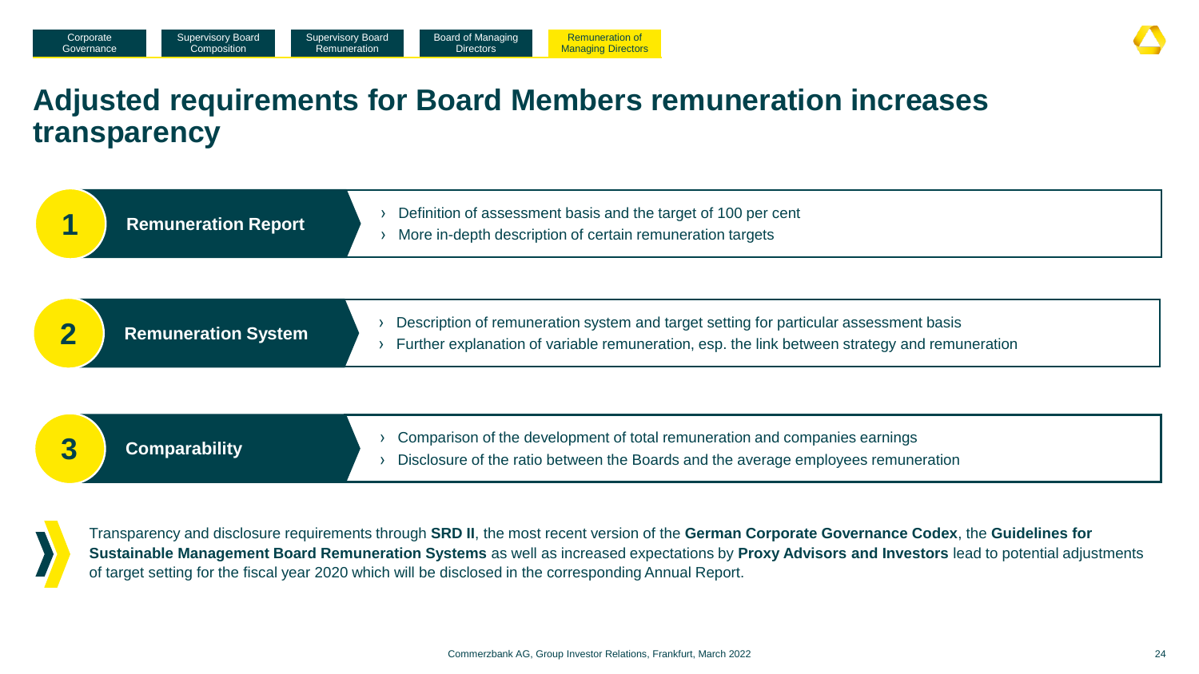Corporate Governance | Supervisory Board Composition | Supervisory Board Remuneration | Board of Managing Directors | Remuneration of Managing Directors

# Adjusted requirements for Board Members remuneration increases transparency

## 1 Remuneration Report

- Definition of assessment basis and the target of 100 per cent
- More in-depth description of certain remuneration targets

## 2 Remuneration System

- Description of remuneration system and target setting for particular assessment basis
- Further explanation of variable remuneration, esp. the link between strategy and remuneration

## 3 Comparability

- Comparison of the development of total remuneration and companies earnings
- Disclosure of the ratio between the Boards and the average employees remuneration

Transparency and disclosure requirements through **SRD II**, the most recent version of the **German Corporate Governance Codex**, the **Guidelines for Sustainable Management Board Remuneration Systems** as well as increased expectations by **Proxy Advisors and Investors** lead to potential adjustments of target setting for the fiscal year 2020 which will be disclosed in the corresponding Annual Report.

Commerzbank AG, Group Investor Relations, Frankfurt, March 2022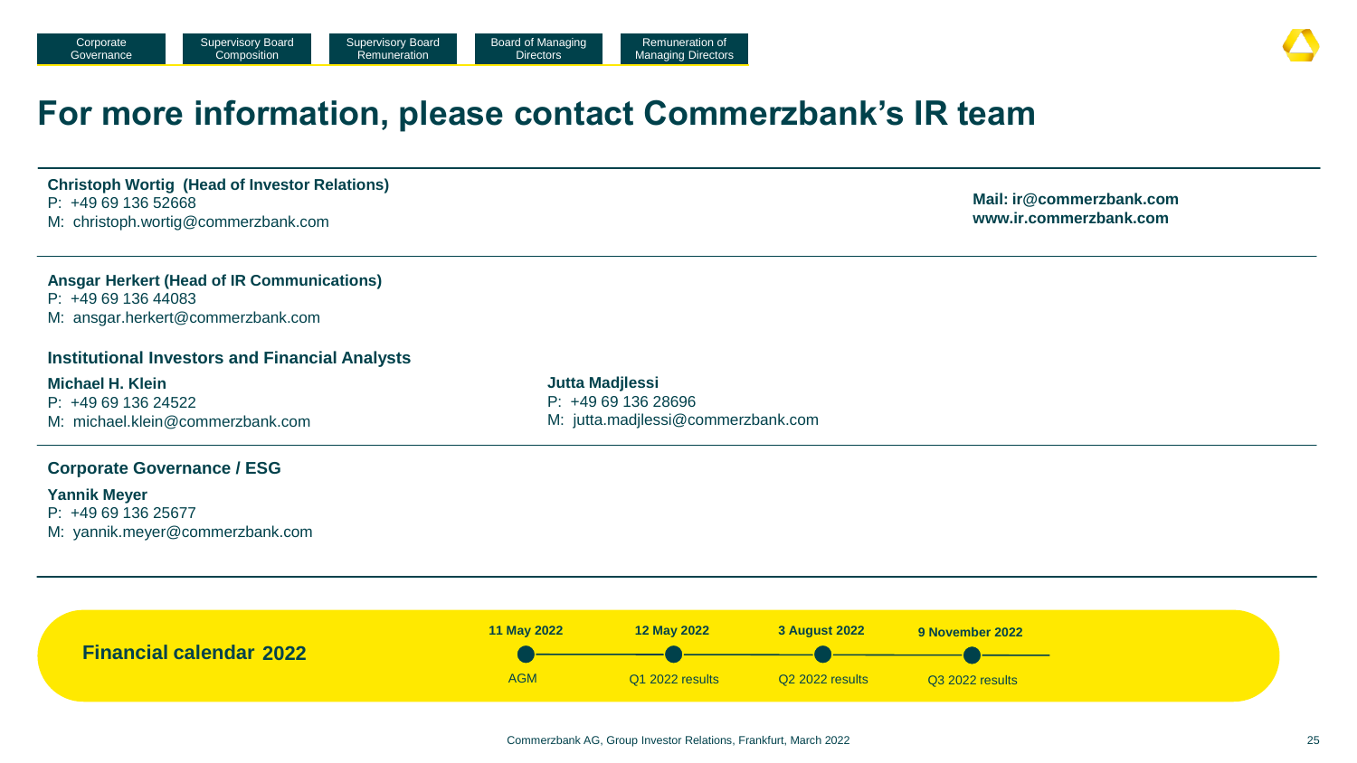Corporate Governance | Supervisory Board Composition | Supervisory Board Remuneration | Board of Managing Directors | Remuneration of Managing Directors

# For more information, please contact Commerzbank's IR team

**Christoph Wortig (Head of Investor Relations)**
P: +49 69 136 52668
M: christoph.wortig@commerzbank.com

**Mail: ir@commerzbank.com**
**www.ir.commerzbank.com**

**Ansgar Herkert (Head of IR Communications)**
P: +49 69 136 44083
M: ansgar.herkert@commerzbank.com

## Institutional Investors and Financial Analysts

**Michael H. Klein**
P: +49 69 136 24522
M: michael.klein@commerzbank.com

**Jutta Madjlessi**
P: +49 69 136 28696
M: jutta.madjlessi@commerzbank.com

## Corporate Governance / ESG

**Yannik Meyer**
P: +49 69 136 25677
M: yannik.meyer@commerzbank.com

## Financial calendar 2022

| Date | Event |
| --- | --- |
| 11 May 2022 | AGM |
| 12 May 2022 | Q1 2022 results |
| 3 August 2022 | Q2 2022 results |
| 9 November 2022 | Q3 2022 results |

Commerzbank AG, Group Investor Relations, Frankfurt, March 2022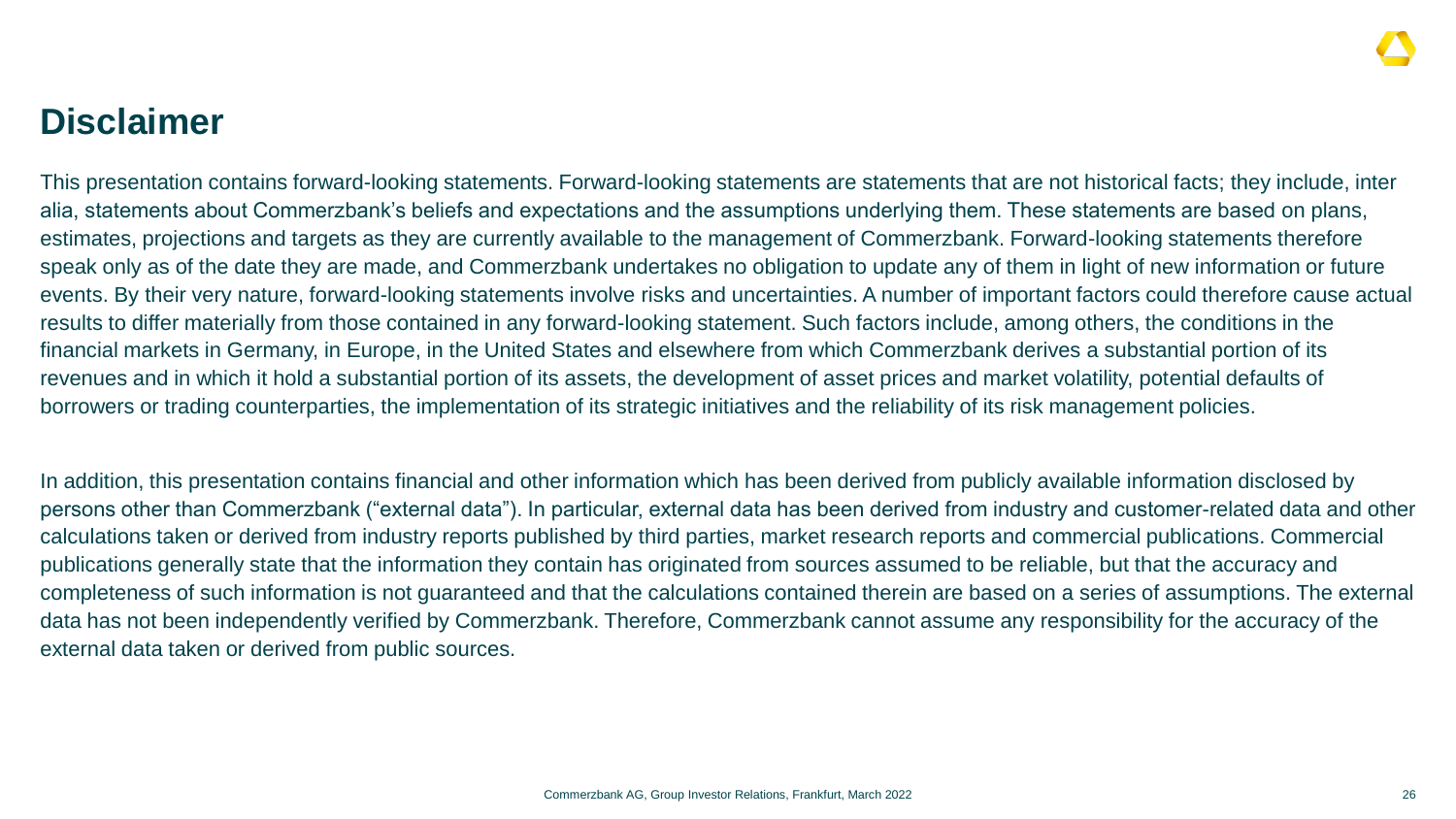# Disclaimer

This presentation contains forward-looking statements. Forward-looking statements are statements that are not historical facts; they include, inter alia, statements about Commerzbank's beliefs and expectations and the assumptions underlying them. These statements are based on plans, estimates, projections and targets as they are currently available to the management of Commerzbank. Forward-looking statements therefore speak only as of the date they are made, and Commerzbank undertakes no obligation to update any of them in light of new information or future events. By their very nature, forward-looking statements involve risks and uncertainties. A number of important factors could therefore cause actual results to differ materially from those contained in any forward-looking statement. Such factors include, among others, the conditions in the financial markets in Germany, in Europe, in the United States and elsewhere from which Commerzbank derives a substantial portion of its revenues and in which it hold a substantial portion of its assets, the development of asset prices and market volatility, potential defaults of borrowers or trading counterparties, the implementation of its strategic initiatives and the reliability of its risk management policies.

In addition, this presentation contains financial and other information which has been derived from publicly available information disclosed by persons other than Commerzbank ("external data"). In particular, external data has been derived from industry and customer-related data and other calculations taken or derived from industry reports published by third parties, market research reports and commercial publications. Commercial publications generally state that the information they contain has originated from sources assumed to be reliable, but that the accuracy and completeness of such information is not guaranteed and that the calculations contained therein are based on a series of assumptions. The external data has not been independently verified by Commerzbank. Therefore, Commerzbank cannot assume any responsibility for the accuracy of the external data taken or derived from public sources.